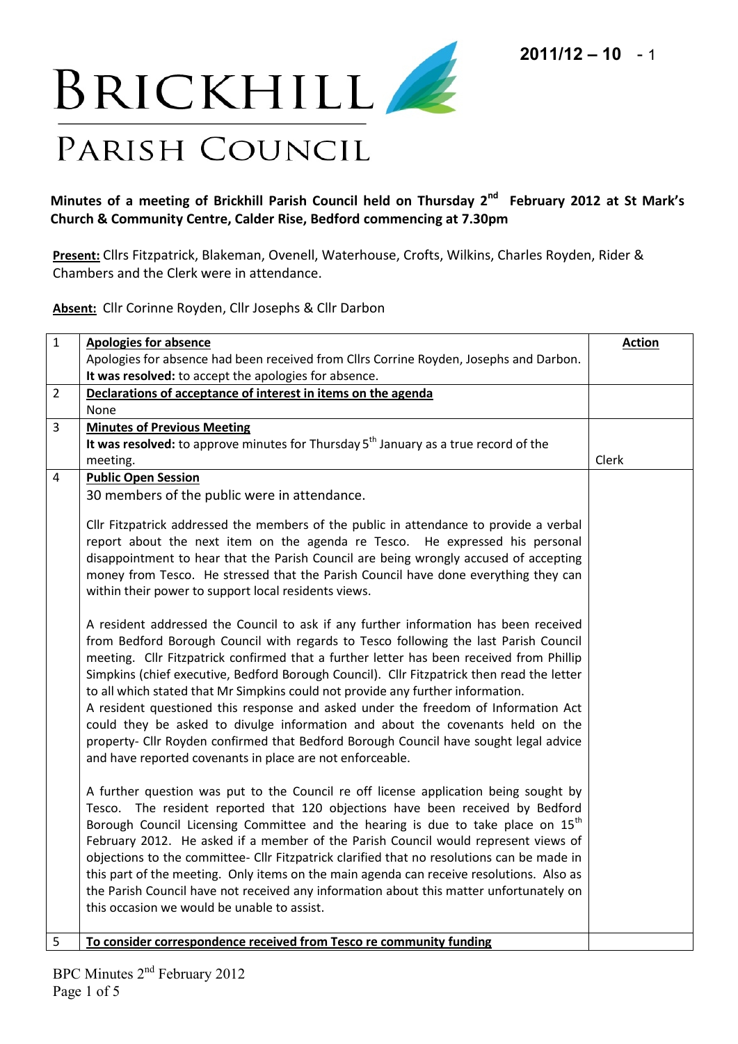**2011/12 – 10** - 1

# Brickhill Parish Council

**Minutes of a meeting of Brickhill Parish Council held on Thursday 2nd February 2012 at St Mark's Church & Community Centre, Calder Rise, Bedford commencing at 7.30pm**

**Present:** Cllrs Fitzpatrick, Blakeman, Ovenell, Waterhouse, Crofts, Wilkins, Charles Royden, Rider & Chambers and the Clerk were in attendance.

**Absent:** Cllr Corinne Royden, Cllr Josephs & Cllr Darbon

| | | Action |
|---|---|---|
| 1 | **Apologies for absence**<br>Apologies for absence had been received from Cllrs Corrine Royden, Josephs and Darbon.<br>**It was resolved:** to accept the apologies for absence. | |
| 2 | **Declarations of acceptance of interest in items on the agenda**<br>None | |
| 3 | **Minutes of Previous Meeting**<br>**It was resolved:** to approve minutes for Thursday 5th January as a true record of the meeting. | Clerk |
| 4 | **Public Open Session**<br>30 members of the public were in attendance.<br><br>Cllr Fitzpatrick addressed the members of the public in attendance to provide a verbal report about the next item on the agenda re Tesco. He expressed his personal disappointment to hear that the Parish Council are being wrongly accused of accepting money from Tesco. He stressed that the Parish Council have done everything they can within their power to support local residents views.<br><br>A resident addressed the Council to ask if any further information has been received from Bedford Borough Council with regards to Tesco following the last Parish Council meeting. Cllr Fitzpatrick confirmed that a further letter has been received from Phillip Simpkins (chief executive, Bedford Borough Council). Cllr Fitzpatrick then read the letter to all which stated that Mr Simpkins could not provide any further information.<br>A resident questioned this response and asked under the freedom of Information Act could they be asked to divulge information and about the covenants held on the property- Cllr Royden confirmed that Bedford Borough Council have sought legal advice and have reported covenants in place are not enforceable.<br><br>A further question was put to the Council re off license application being sought by Tesco. The resident reported that 120 objections have been received by Bedford Borough Council Licensing Committee and the hearing is due to take place on 15th February 2012. He asked if a member of the Parish Council would represent views of objections to the committee- Cllr Fitzpatrick clarified that no resolutions can be made in this part of the meeting. Only items on the main agenda can receive resolutions. Also as the Parish Council have not received any information about this matter unfortunately on this occasion we would be unable to assist. | |
| 5 | **To consider correspondence received from Tesco re community funding** | |

BPC Minutes 2nd February 2012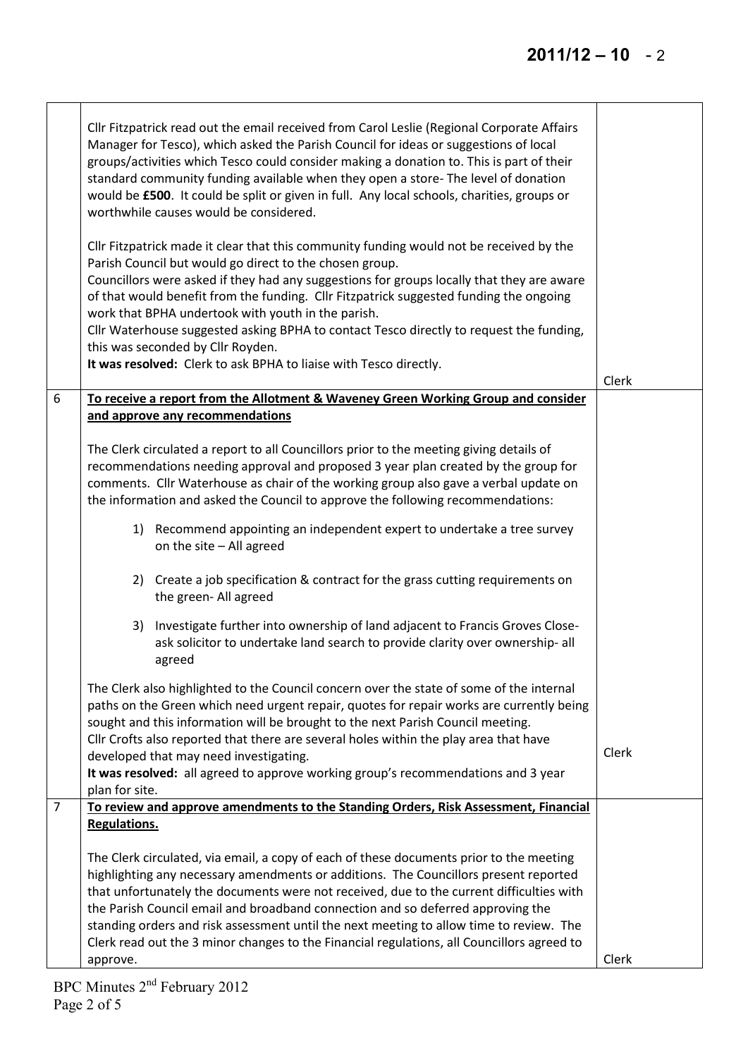| | | |
|---|---|---|
| | Cllr Fitzpatrick read out the email received from Carol Leslie (Regional Corporate Affairs Manager for Tesco), which asked the Parish Council for ideas or suggestions of local groups/activities which Tesco could consider making a donation to. This is part of their standard community funding available when they open a store- The level of donation would be **£500**. It could be split or given in full. Any local schools, charities, groups or worthwhile causes would be considered.<br><br>Cllr Fitzpatrick made it clear that this community funding would not be received by the Parish Council but would go direct to the chosen group.<br>Councillors were asked if they had any suggestions for groups locally that they are aware of that would benefit from the funding. Cllr Fitzpatrick suggested funding the ongoing work that BPHA undertook with youth in the parish.<br>Cllr Waterhouse suggested asking BPHA to contact Tesco directly to request the funding, this was seconded by Cllr Royden.<br>**It was resolved:** Clerk to ask BPHA to liaise with Tesco directly. | Clerk |
| 6 | **To receive a report from the Allotment & Waveney Green Working Group and consider and approve any recommendations**<br><br>The Clerk circulated a report to all Councillors prior to the meeting giving details of recommendations needing approval and proposed 3 year plan created by the group for comments. Cllr Waterhouse as chair of the working group also gave a verbal update on the information and asked the Council to approve the following recommendations:<br><br>1) Recommend appointing an independent expert to undertake a tree survey on the site – All agreed<br><br>2) Create a job specification & contract for the grass cutting requirements on the green- All agreed<br><br>3) Investigate further into ownership of land adjacent to Francis Groves Close- ask solicitor to undertake land search to provide clarity over ownership- all agreed<br><br>The Clerk also highlighted to the Council concern over the state of some of the internal paths on the Green which need urgent repair, quotes for repair works are currently being sought and this information will be brought to the next Parish Council meeting.<br>Cllr Crofts also reported that there are several holes within the play area that have developed that may need investigating.<br>**It was resolved:** all agreed to approve working group's recommendations and 3 year plan for site. | Clerk |
| 7 | **To review and approve amendments to the Standing Orders, Risk Assessment, Financial Regulations.**<br><br>The Clerk circulated, via email, a copy of each of these documents prior to the meeting highlighting any necessary amendments or additions. The Councillors present reported that unfortunately the documents were not received, due to the current difficulties with the Parish Council email and broadband connection and so deferred approving the standing orders and risk assessment until the next meeting to allow time to review. The Clerk read out the 3 minor changes to the Financial regulations, all Councillors agreed to approve. | Clerk |

BPC Minutes 2nd February 2012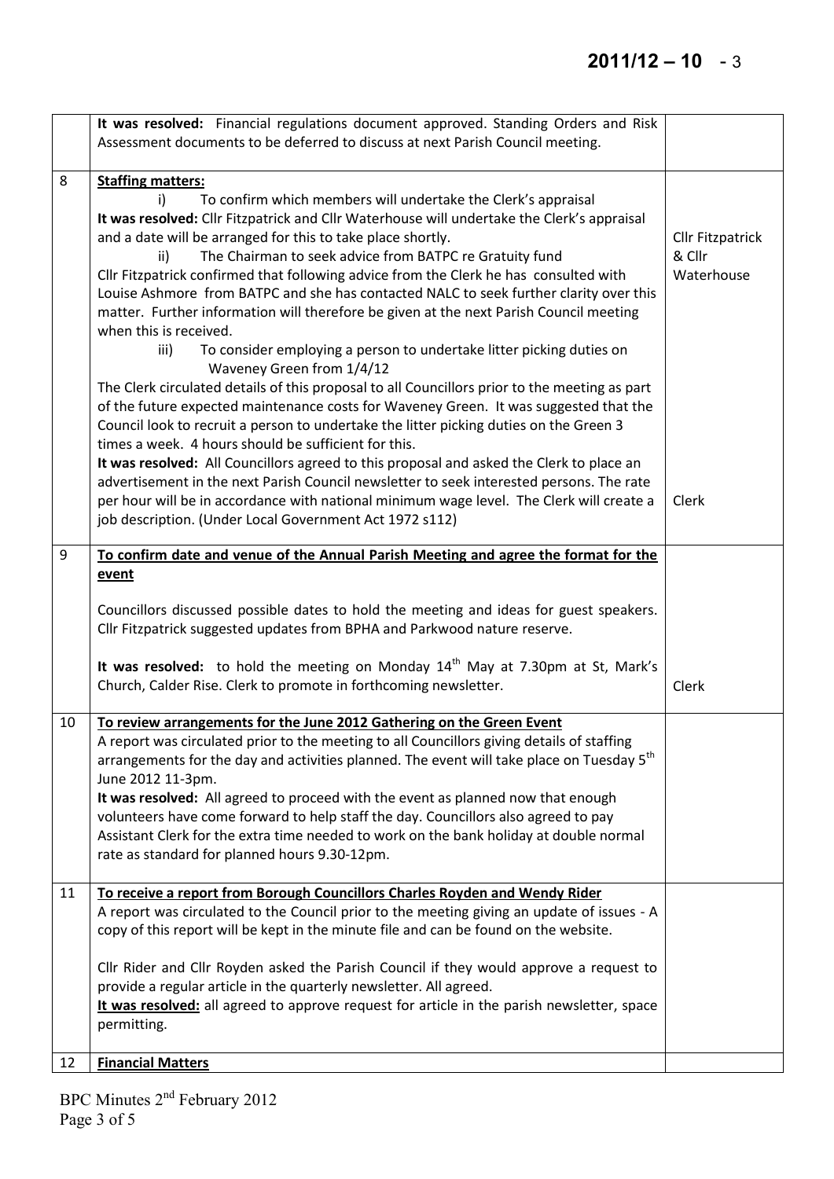| | | |
|---|---|---|
| | **It was resolved:** Financial regulations document approved. Standing Orders and Risk Assessment documents to be deferred to discuss at next Parish Council meeting. | |
| 8 | **Staffing matters:**<br>i) To confirm which members will undertake the Clerk's appraisal<br>**It was resolved:** Cllr Fitzpatrick and Cllr Waterhouse will undertake the Clerk's appraisal and a date will be arranged for this to take place shortly.<br>ii) The Chairman to seek advice from BATPC re Gratuity fund<br>Cllr Fitzpatrick confirmed that following advice from the Clerk he has consulted with Louise Ashmore from BATPC and she has contacted NALC to seek further clarity over this matter. Further information will therefore be given at the next Parish Council meeting when this is received.<br>iii) To consider employing a person to undertake litter picking duties on Waveney Green from 1/4/12<br>The Clerk circulated details of this proposal to all Councillors prior to the meeting as part of the future expected maintenance costs for Waveney Green. It was suggested that the Council look to recruit a person to undertake the litter picking duties on the Green 3 times a week. 4 hours should be sufficient for this.<br>**It was resolved:** All Councillors agreed to this proposal and asked the Clerk to place an advertisement in the next Parish Council newsletter to seek interested persons. The rate per hour will be in accordance with national minimum wage level. The Clerk will create a job description. (Under Local Government Act 1972 s112) | Cllr Fitzpatrick & Cllr Waterhouse<br><br>Clerk |
| 9 | **To confirm date and venue of the Annual Parish Meeting and agree the format for the event**<br><br>Councillors discussed possible dates to hold the meeting and ideas for guest speakers. Cllr Fitzpatrick suggested updates from BPHA and Parkwood nature reserve.<br><br>**It was resolved:** to hold the meeting on Monday 14th May at 7.30pm at St, Mark's Church, Calder Rise. Clerk to promote in forthcoming newsletter. | Clerk |
| 10 | **To review arrangements for the June 2012 Gathering on the Green Event**<br>A report was circulated prior to the meeting to all Councillors giving details of staffing arrangements for the day and activities planned. The event will take place on Tuesday 5th June 2012 11-3pm.<br>**It was resolved:** All agreed to proceed with the event as planned now that enough volunteers have come forward to help staff the day. Councillors also agreed to pay Assistant Clerk for the extra time needed to work on the bank holiday at double normal rate as standard for planned hours 9.30-12pm. | |
| 11 | **To receive a report from Borough Councillors Charles Royden and Wendy Rider**<br>A report was circulated to the Council prior to the meeting giving an update of issues - A copy of this report will be kept in the minute file and can be found on the website.<br><br>Cllr Rider and Cllr Royden asked the Parish Council if they would approve a request to provide a regular article in the quarterly newsletter. All agreed.<br>**It was resolved:** all agreed to approve request for article in the parish newsletter, space permitting. | |
| 12 | **Financial Matters** | |

BPC Minutes 2nd February 2012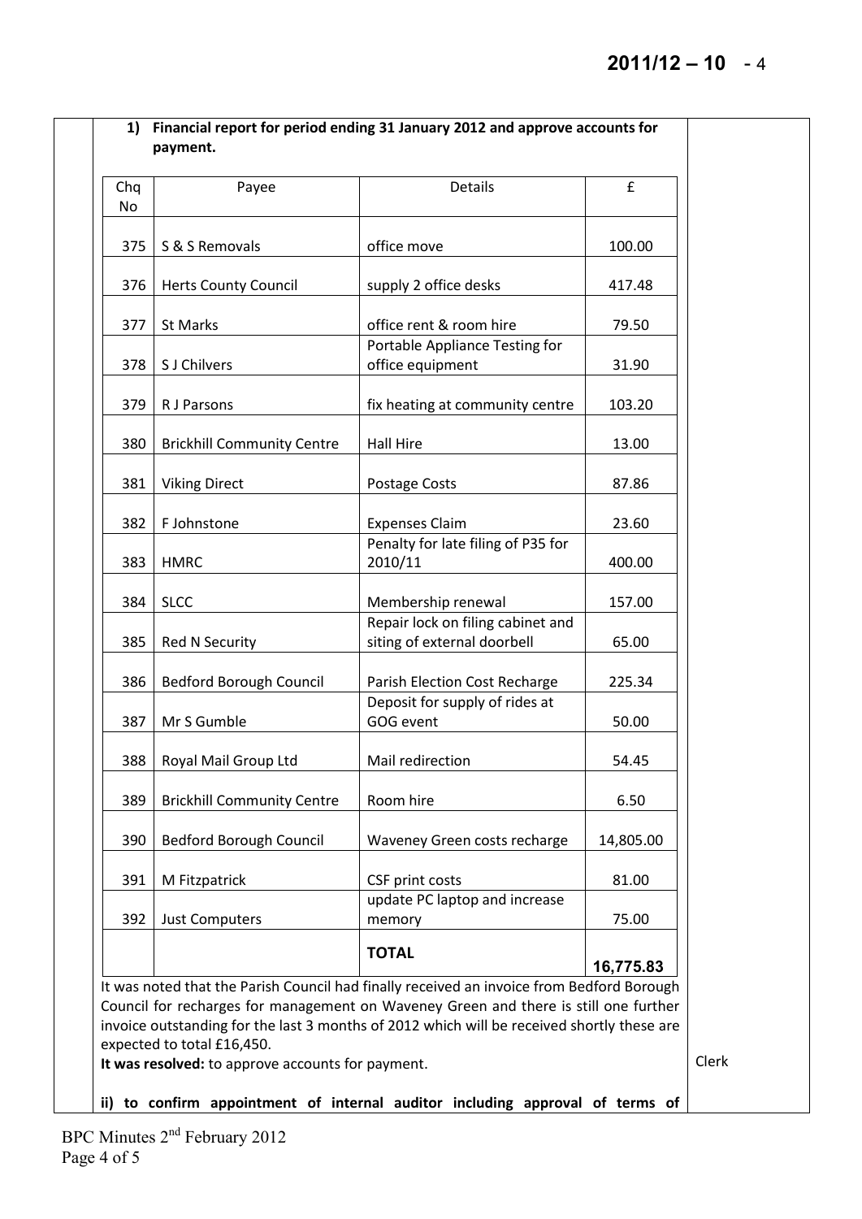**1) Financial report for period ending 31 January 2012 and approve accounts for payment.**

| Chq No | Payee | Details | £ |
|---|---|---|---|
| 375 | S & S Removals | office move | 100.00 |
| 376 | Herts County Council | supply 2 office desks | 417.48 |
| 377 | St Marks | office rent & room hire | 79.50 |
| 378 | S J Chilvers | Portable Appliance Testing for office equipment | 31.90 |
| 379 | R J Parsons | fix heating at community centre | 103.20 |
| 380 | Brickhill Community Centre | Hall Hire | 13.00 |
| 381 | Viking Direct | Postage Costs | 87.86 |
| 382 | F Johnstone | Expenses Claim | 23.60 |
| 383 | HMRC | Penalty for late filing of P35 for 2010/11 | 400.00 |
| 384 | SLCC | Membership renewal | 157.00 |
| 385 | Red N Security | Repair lock on filing cabinet and siting of external doorbell | 65.00 |
| 386 | Bedford Borough Council | Parish Election Cost Recharge | 225.34 |
| 387 | Mr S Gumble | Deposit for supply of rides at GOG event | 50.00 |
| 388 | Royal Mail Group Ltd | Mail redirection | 54.45 |
| 389 | Brickhill Community Centre | Room hire | 6.50 |
| 390 | Bedford Borough Council | Waveney Green costs recharge | 14,805.00 |
| 391 | M Fitzpatrick | CSF print costs | 81.00 |
| 392 | Just Computers | update PC laptop and increase memory | 75.00 |
| | | **TOTAL** | **16,775.83** |

It was noted that the Parish Council had finally received an invoice from Bedford Borough Council for recharges for management on Waveney Green and there is still one further invoice outstanding for the last 3 months of 2012 which will be received shortly these are expected to total £16,450.

**It was resolved:** to approve accounts for payment. — Clerk

**ii) to confirm appointment of internal auditor including approval of terms of**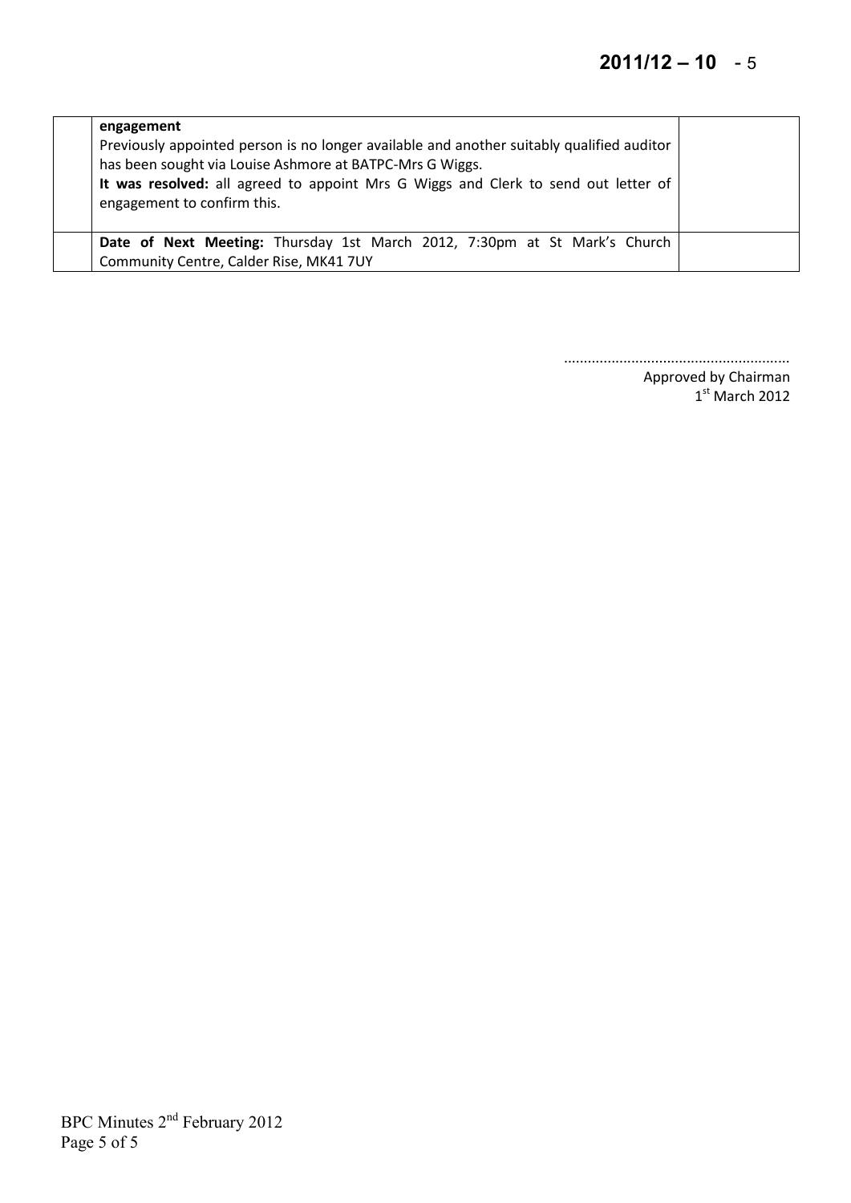| | | |
|---|---|---|
| | **engagement**<br>Previously appointed person is no longer available and another suitably qualified auditor has been sought via Louise Ashmore at BATPC-Mrs G Wiggs.<br>**It was resolved:** all agreed to appoint Mrs G Wiggs and Clerk to send out letter of engagement to confirm this. | |
| | **Date of Next Meeting:** Thursday 1st March 2012, 7:30pm at St Mark's Church Community Centre, Calder Rise, MK41 7UY | |

........................................................

Approved by Chairman

1st March 2012